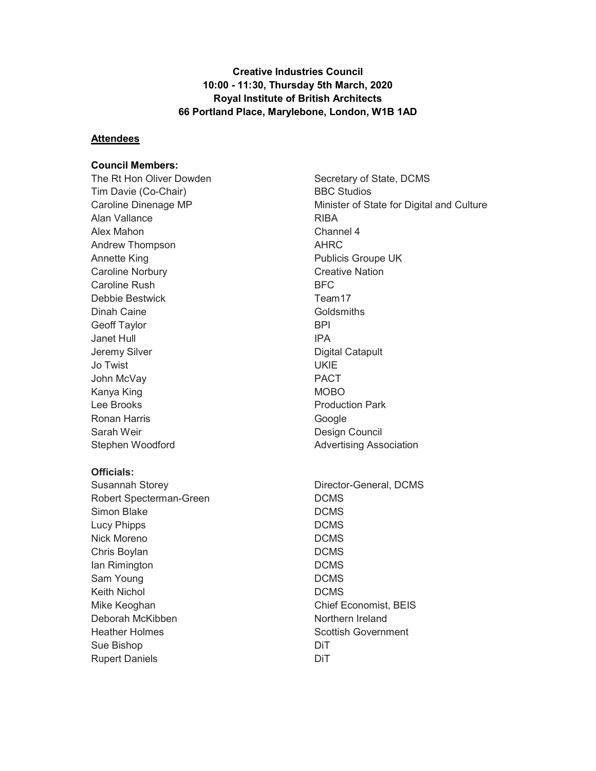**Creative Industries Council**
**10:00 - 11:30, Thursday 5th March, 2020**
**Royal Institute of British Architects**
**66 Portland Place, Marylebone, London, W1B 1AD**

## Attendees

**Council Members:**

| | |
|---|---|
| The Rt Hon Oliver Dowden | Secretary of State, DCMS |
| Tim Davie (Co-Chair) | BBC Studios |
| Caroline Dinenage MP | Minister of State for Digital and Culture |
| Alan Vallance | RIBA |
| Alex Mahon | Channel 4 |
| Andrew Thompson | AHRC |
| Annette King | Publicis Groupe UK |
| Caroline Norbury | Creative Nation |
| Caroline Rush | BFC |
| Debbie Bestwick | Team17 |
| Dinah Caine | Goldsmiths |
| Geoff Taylor | BPI |
| Janet Hull | IPA |
| Jeremy Silver | Digital Catapult |
| Jo Twist | UKIE |
| John McVay | PACT |
| Kanya King | MOBO |
| Lee Brooks | Production Park |
| Ronan Harris | Google |
| Sarah Weir | Design Council |
| Stephen Woodford | Advertising Association |

**Officials:**

| | |
|---|---|
| Susannah Storey | Director-General, DCMS |
| Robert Specterman-Green | DCMS |
| Simon Blake | DCMS |
| Lucy Phipps | DCMS |
| Nick Moreno | DCMS |
| Chris Boylan | DCMS |
| Ian Rimington | DCMS |
| Sam Young | DCMS |
| Keith Nichol | DCMS |
| Mike Keoghan | Chief Economist, BEIS |
| Deborah McKibben | Northern Ireland |
| Heather Holmes | Scottish Government |
| Sue Bishop | DiT |
| Rupert Daniels | DiT |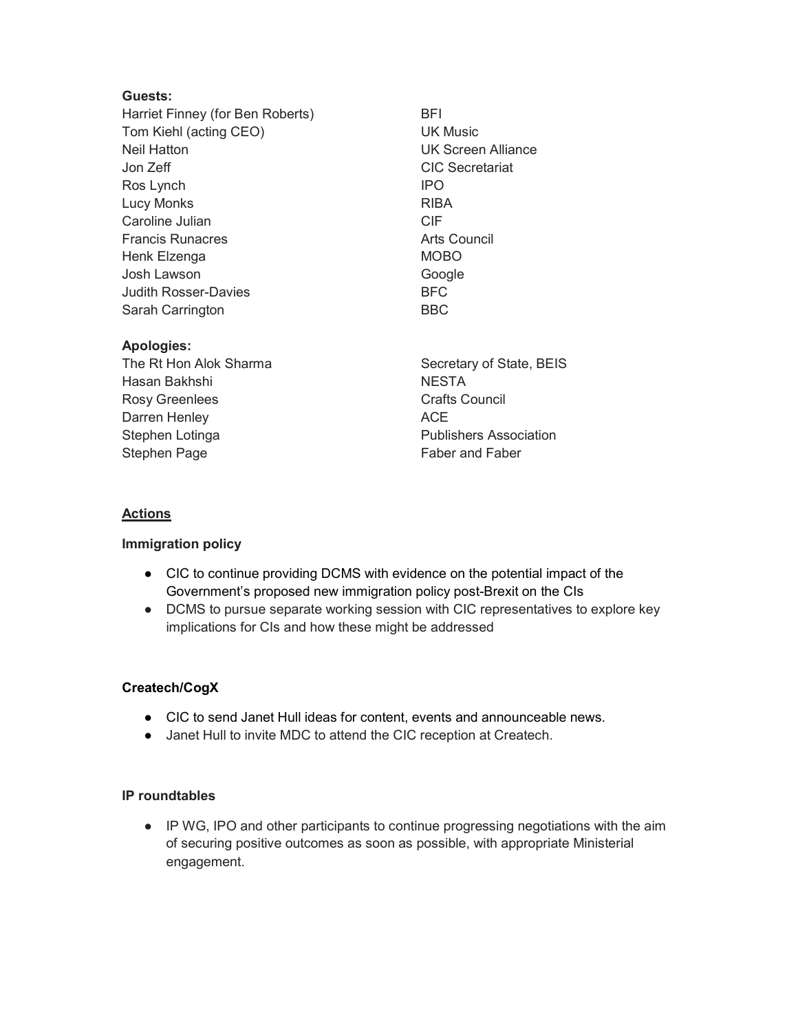**Guests:**

| | |
|---|---|
| Harriet Finney (for Ben Roberts) | BFI |
| Tom Kiehl (acting CEO) | UK Music |
| Neil Hatton | UK Screen Alliance |
| Jon Zeff | CIC Secretariat |
| Ros Lynch | IPO |
| Lucy Monks | RIBA |
| Caroline Julian | CIF |
| Francis Runacres | Arts Council |
| Henk Elzenga | MOBO |
| Josh Lawson | Google |
| Judith Rosser-Davies | BFC |
| Sarah Carrington | BBC |

**Apologies:**

| | |
|---|---|
| The Rt Hon Alok Sharma | Secretary of State, BEIS |
| Hasan Bakhshi | NESTA |
| Rosy Greenlees | Crafts Council |
| Darren Henley | ACE |
| Stephen Lotinga | Publishers Association |
| Stephen Page | Faber and Faber |

## Actions

### Immigration policy

- CIC to continue providing DCMS with evidence on the potential impact of the Government's proposed new immigration policy post-Brexit on the CIs
- DCMS to pursue separate working session with CIC representatives to explore key implications for CIs and how these might be addressed

### Createch/CogX

- CIC to send Janet Hull ideas for content, events and announceable news.
- Janet Hull to invite MDC to attend the CIC reception at Createch.

### IP roundtables

- IP WG, IPO and other participants to continue progressing negotiations with the aim of securing positive outcomes as soon as possible, with appropriate Ministerial engagement.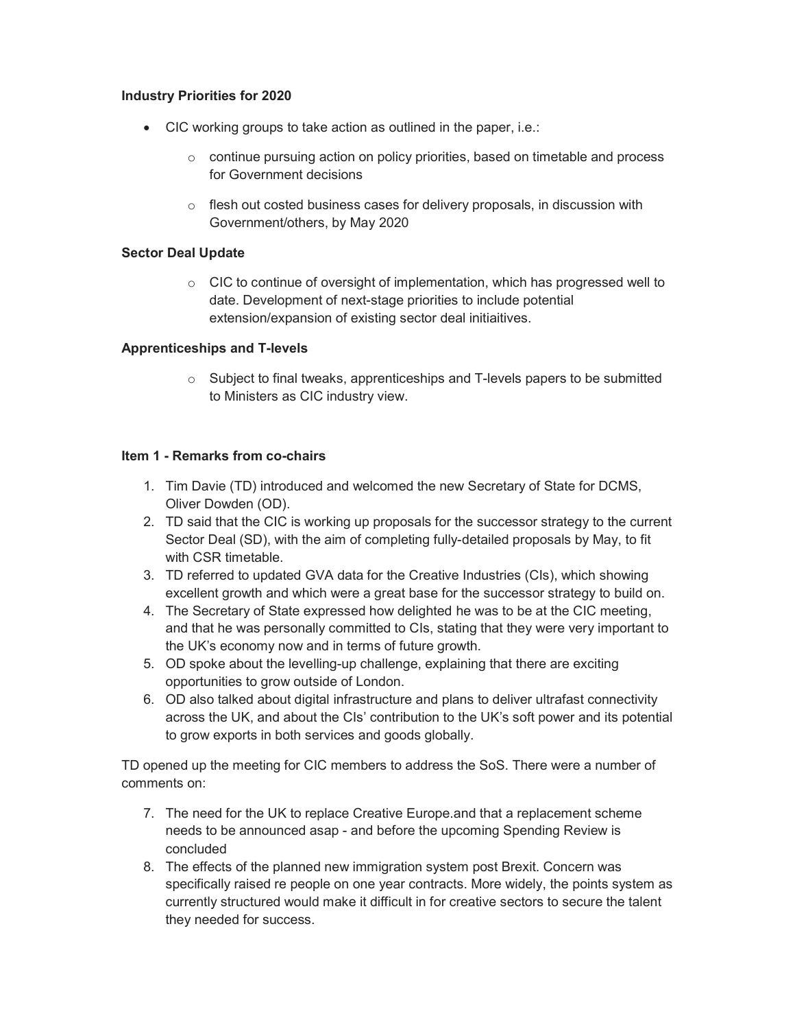**Industry Priorities for 2020**

- CIC working groups to take action as outlined in the paper, i.e.:
  - continue pursuing action on policy priorities, based on timetable and process for Government decisions
  - flesh out costed business cases for delivery proposals, in discussion with Government/others, by May 2020

**Sector Deal Update**

- CIC to continue of oversight of implementation, which has progressed well to date. Development of next-stage priorities to include potential extension/expansion of existing sector deal initiaitives.

**Apprenticeships and T-levels**

- Subject to final tweaks, apprenticeships and T-levels papers to be submitted to Ministers as CIC industry view.

**Item 1 - Remarks from co-chairs**

1. Tim Davie (TD) introduced and welcomed the new Secretary of State for DCMS, Oliver Dowden (OD).
2. TD said that the CIC is working up proposals for the successor strategy to the current Sector Deal (SD), with the aim of completing fully-detailed proposals by May, to fit with CSR timetable.
3. TD referred to updated GVA data for the Creative Industries (CIs), which showing excellent growth and which were a great base for the successor strategy to build on.
4. The Secretary of State expressed how delighted he was to be at the CIC meeting, and that he was personally committed to CIs, stating that they were very important to the UK's economy now and in terms of future growth.
5. OD spoke about the levelling-up challenge, explaining that there are exciting opportunities to grow outside of London.
6. OD also talked about digital infrastructure and plans to deliver ultrafast connectivity across the UK, and about the CIs' contribution to the UK's soft power and its potential to grow exports in both services and goods globally.

TD opened up the meeting for CIC members to address the SoS. There were a number of comments on:

7. The need for the UK to replace Creative Europe.and that a replacement scheme needs to be announced asap - and before the upcoming Spending Review is concluded
8. The effects of the planned new immigration system post Brexit. Concern was specifically raised re people on one year contracts. More widely, the points system as currently structured would make it difficult in for creative sectors to secure the talent they needed for success.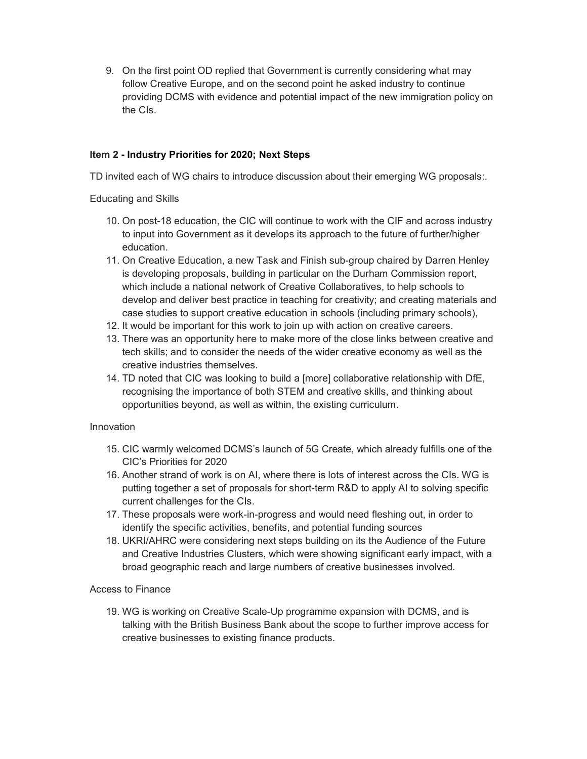9. On the first point OD replied that Government is currently considering what may follow Creative Europe, and on the second point he asked industry to continue providing DCMS with evidence and potential impact of the new immigration policy on the CIs.

**Item 2 - Industry Priorities for 2020; Next Steps**

TD invited each of WG chairs to introduce discussion about their emerging WG proposals:.

Educating and Skills

10. On post-18 education, the CIC will continue to work with the CIF and across industry to input into Government as it develops its approach to the future of further/higher education.
11. On Creative Education, a new Task and Finish sub-group chaired by Darren Henley is developing proposals, building in particular on the Durham Commission report, which include a national network of Creative Collaboratives, to help schools to develop and deliver best practice in teaching for creativity; and creating materials and case studies to support creative education in schools (including primary schools),
12. It would be important for this work to join up with action on creative careers.
13. There was an opportunity here to make more of the close links between creative and tech skills; and to consider the needs of the wider creative economy as well as the creative industries themselves.
14. TD noted that CIC was looking to build a [more] collaborative relationship with DfE, recognising the importance of both STEM and creative skills, and thinking about opportunities beyond, as well as within, the existing curriculum.

Innovation

15. CIC warmly welcomed DCMS's launch of 5G Create, which already fulfills one of the CIC's Priorities for 2020
16. Another strand of work is on AI, where there is lots of interest across the CIs. WG is putting together a set of proposals for short-term R&D to apply AI to solving specific current challenges for the CIs.
17. These proposals were work-in-progress and would need fleshing out, in order to identify the specific activities, benefits, and potential funding sources
18. UKRI/AHRC were considering next steps building on its the Audience of the Future and Creative Industries Clusters, which were showing significant early impact, with a broad geographic reach and large numbers of creative businesses involved.

Access to Finance

19. WG is working on Creative Scale-Up programme expansion with DCMS, and is talking with the British Business Bank about the scope to further improve access for creative businesses to existing finance products.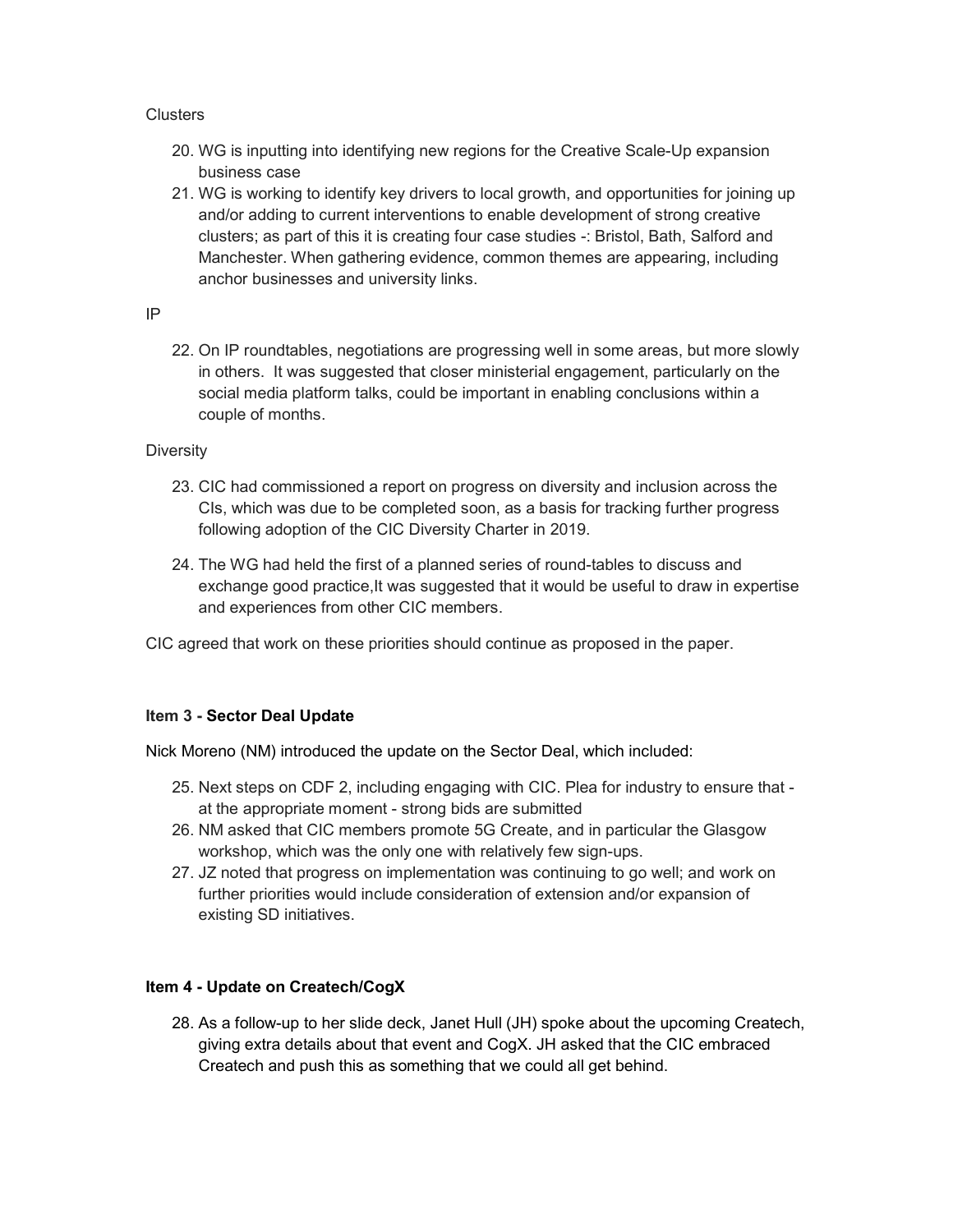Clusters

20. WG is inputting into identifying new regions for the Creative Scale-Up expansion business case
21. WG is working to identify key drivers to local growth, and opportunities for joining up and/or adding to current interventions to enable development of strong creative clusters; as part of this it is creating four case studies -: Bristol, Bath, Salford and Manchester. When gathering evidence, common themes are appearing, including anchor businesses and university links.

IP

22. On IP roundtables, negotiations are progressing well in some areas, but more slowly in others. It was suggested that closer ministerial engagement, particularly on the social media platform talks, could be important in enabling conclusions within a couple of months.

Diversity

23. CIC had commissioned a report on progress on diversity and inclusion across the CIs, which was due to be completed soon, as a basis for tracking further progress following adoption of the CIC Diversity Charter in 2019.

24. The WG had held the first of a planned series of round-tables to discuss and exchange good practice,It was suggested that it would be useful to draw in expertise and experiences from other CIC members.

CIC agreed that work on these priorities should continue as proposed in the paper.

**Item 3 - Sector Deal Update**

Nick Moreno (NM) introduced the update on the Sector Deal, which included:

25. Next steps on CDF 2, including engaging with CIC. Plea for industry to ensure that - at the appropriate moment - strong bids are submitted
26. NM asked that CIC members promote 5G Create, and in particular the Glasgow workshop, which was the only one with relatively few sign-ups.
27. JZ noted that progress on implementation was continuing to go well; and work on further priorities would include consideration of extension and/or expansion of existing SD initiatives.

**Item 4 - Update on Createch/CogX**

28. As a follow-up to her slide deck, Janet Hull (JH) spoke about the upcoming Createch, giving extra details about that event and CogX. JH asked that the CIC embraced Createch and push this as something that we could all get behind.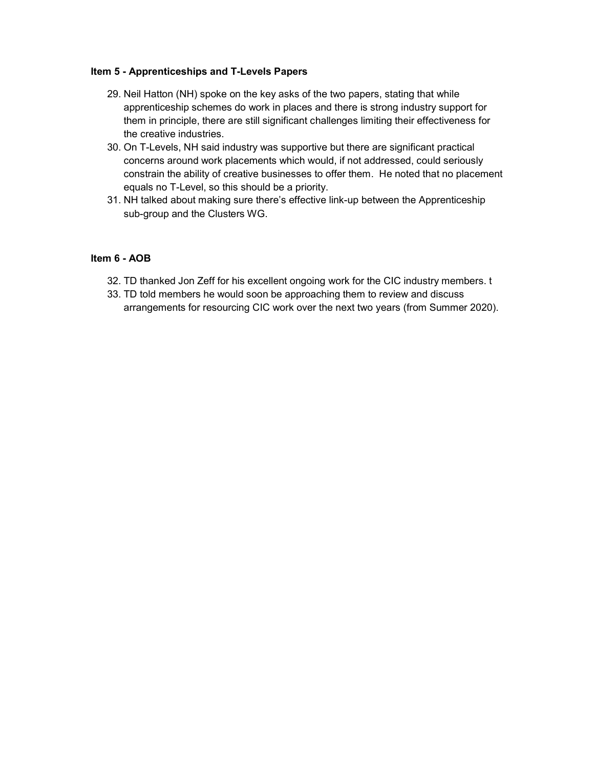**Item 5 - Apprenticeships and T-Levels Papers**

29. Neil Hatton (NH) spoke on the key asks of the two papers, stating that while apprenticeship schemes do work in places and there is strong industry support for them in principle, there are still significant challenges limiting their effectiveness for the creative industries.
30. On T-Levels, NH said industry was supportive but there are significant practical concerns around work placements which would, if not addressed, could seriously constrain the ability of creative businesses to offer them. He noted that no placement equals no T-Level, so this should be a priority.
31. NH talked about making sure there's effective link-up between the Apprenticeship sub-group and the Clusters WG.

**Item 6 - AOB**

32. TD thanked Jon Zeff for his excellent ongoing work for the CIC industry members. t
33. TD told members he would soon be approaching them to review and discuss arrangements for resourcing CIC work over the next two years (from Summer 2020).